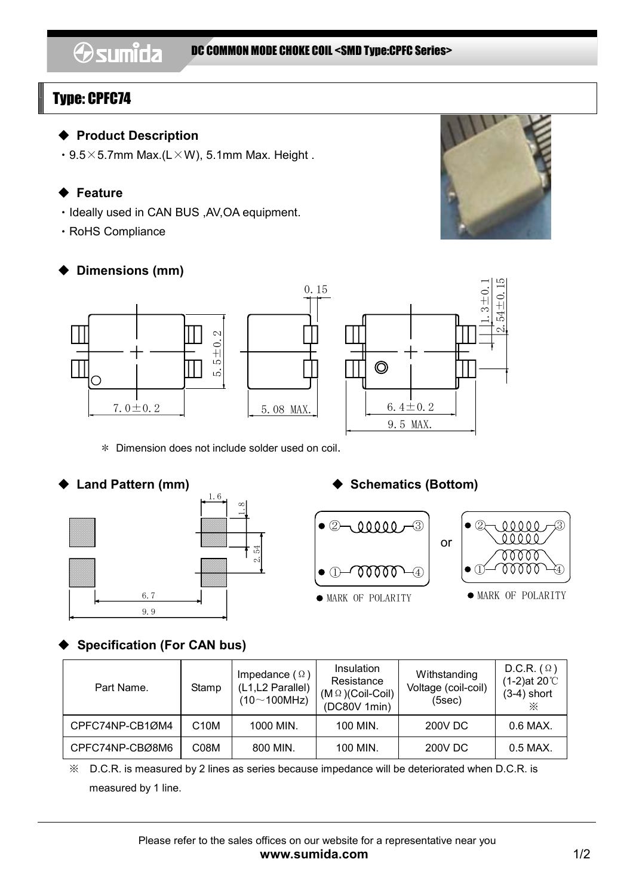DC COMMON MODE CHOKE COIL <SMD Type:CPFC Series>

# Type: CPFC74

## ◆ Product Description

・9.5×5.7mm Max.(L×W), 5.1mm Max. Height .

## ◆ Feature

・Ideally used in CAN BUS ,AV,OA equipment.

・RoHS Compliance

## ◆ Dimensions (mm)

＊ Dimension does not include solder used on coil.

## ◆ Land Pattern (mm)

## ◆ Schematics (Bottom)

## ◆ Specification (For CAN bus)

| Part Name. | Stamp | Impedance (Ω) (L1,L2 Parallel) (10～100MHz) | Insulation Resistance (MΩ)(Coil-Coil) (DC80V 1min) | Withstanding Voltage (coil-coil) (5sec) | D.C.R. (Ω) (1-2)at 20℃ (3-4) short ※ |
|---|---|---|---|---|---|
| CPFC74NP-CB1ØM4 | C10M | 1000 MIN. | 100 MIN. | 200V DC | 0.6 MAX. |
| CPFC74NP-CBØ8M6 | C08M | 800 MIN. | 100 MIN. | 200V DC | 0.5 MAX. |

※ D.C.R. is measured by 2 lines as series because impedance will be deteriorated when D.C.R. is measured by 1 line.

Please refer to the sales offices on our website for a representative near you

**www.sumida.com**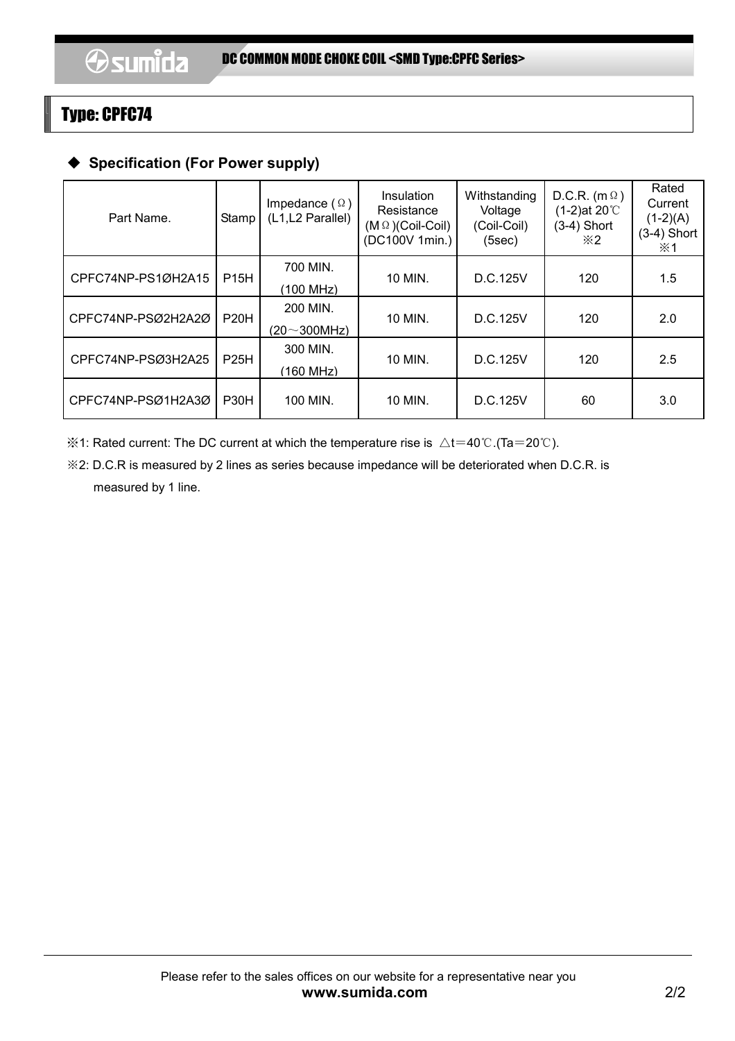## Type: CPFC74

### ◆ Specification (For Power supply)

| Part Name. | Stamp | Impedance (Ω) (L1,L2 Parallel) | Insulation Resistance (MΩ)(Coil-Coil) (DC100V 1min.) | Withstanding Voltage (Coil-Coil) (5sec) | D.C.R. (mΩ) (1-2)at 20℃ (3-4) Short ※2 | Rated Current (1-2)(A) (3-4) Short ※1 |
|---|---|---|---|---|---|---|
| CPFC74NP-PS1ØH2A15 | P15H | 700 MIN. (100 MHz) | 10 MIN. | D.C.125V | 120 | 1.5 |
| CPFC74NP-PSØ2H2A2Ø | P20H | 200 MIN. (20～300MHz) | 10 MIN. | D.C.125V | 120 | 2.0 |
| CPFC74NP-PSØ3H2A25 | P25H | 300 MIN. (160 MHz) | 10 MIN. | D.C.125V | 120 | 2.5 |
| CPFC74NP-PSØ1H2A3Ø | P30H | 100 MIN. | 10 MIN. | D.C.125V | 60 | 3.0 |

※1: Rated current: The DC current at which the temperature rise is △t＝40℃.(Ta＝20℃).

※2: D.C.R is measured by 2 lines as series because impedance will be deteriorated when D.C.R. is measured by 1 line.

Please refer to the sales offices on our website for a representative near you

**www.sumida.com**